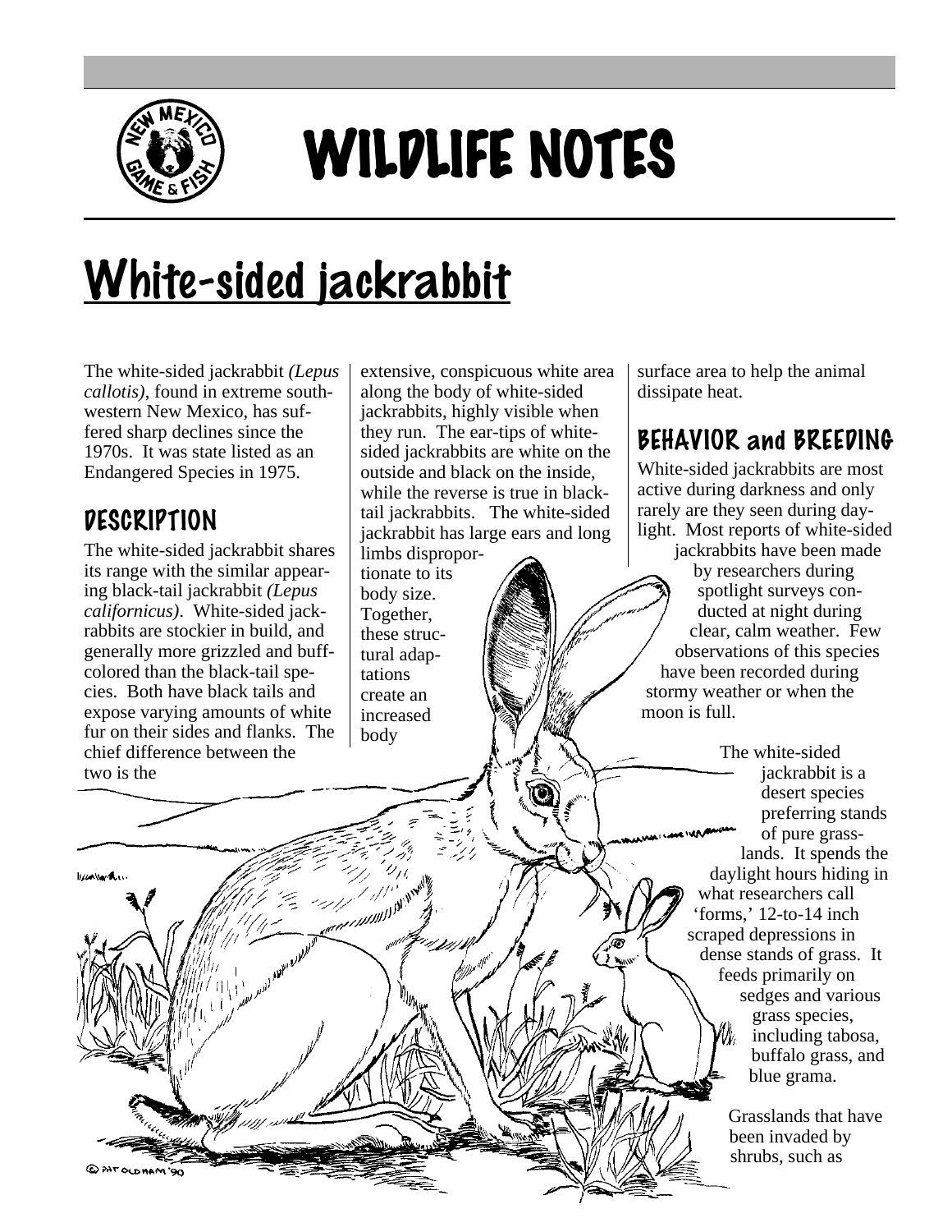# WILDLIFE NOTES

## White-sided jackrabbit

The white-sided jackrabbit *(Lepus callotis)*, found in extreme southwestern New Mexico, has suffered sharp declines since the 1970s. It was state listed as an Endangered Species in 1975.

### DESCRIPTION

The white-sided jackrabbit shares its range with the similar appearing black-tail jackrabbit *(Lepus californicus)*. White-sided jackrabbits are stockier in build, and generally more grizzled and buff-colored than the black-tail species. Both have black tails and expose varying amounts of white fur on their sides and flanks. The chief difference between the two is the extensive, conspicuous white area along the body of white-sided jackrabbits, highly visible when they run. The ear-tips of white-sided jackrabbits are white on the outside and black on the inside, while the reverse is true in black-tail jackrabbits. The white-sided jackrabbit has large ears and long limbs disproportionate to its body size. Together, these structural adaptations create an increased body surface area to help the animal dissipate heat.

### BEHAVIOR and BREEDING

White-sided jackrabbits are most active during darkness and only rarely are they seen during daylight. Most reports of white-sided jackrabbits have been made by researchers during spotlight surveys conducted at night during clear, calm weather. Few observations of this species have been recorded during stormy weather or when the moon is full.

The white-sided jackrabbit is a desert species preferring stands of pure grasslands. It spends the daylight hours hiding in what researchers call 'forms,' 12-to-14 inch scraped depressions in dense stands of grass. It feeds primarily on sedges and various grass species, including tabosa, buffalo grass, and blue grama.

Grasslands that have been invaded by shrubs, such as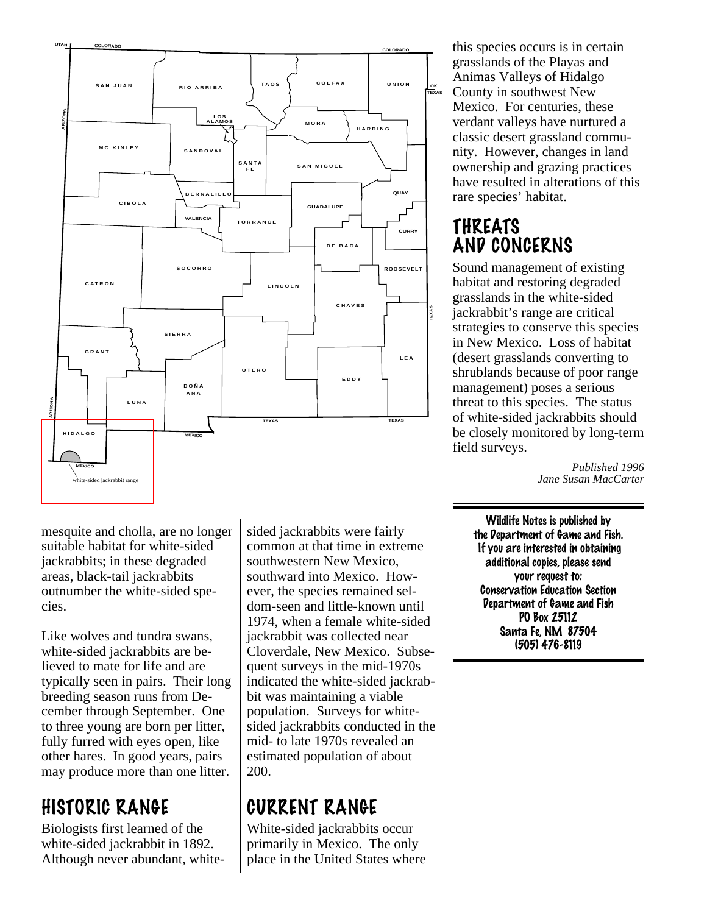UTAH COLORADO COLORADO
SAN JUAN RIO ARRIBA TAOS COLFAX UNION OK TEXAS
ARIZONA
LOS ALAMOS MORA HARDING
MC KINLEY SANDOVAL SANTA FE SAN MIGUEL
BERNALILLO QUAY
CIBOLA GUADALUPE
VALENCIA TORRANCE CURRY
DE BACA
SOCORRO ROOSEVELT
CATRON LINCOLN
CHAVES TEXAS
SIERRA
GRANT LEA
OTERO EDDY
DOÑA ANA
ARIZONA LUNA
TEXAS TEXAS
HIDALGO MEXICO
MEXICO
white-sided jackrabbit range

mesquite and cholla, are no longer suitable habitat for white-sided jackrabbits; in these degraded areas, black-tail jackrabbits outnumber the white-sided species.

Like wolves and tundra swans, white-sided jackrabbits are believed to mate for life and are typically seen in pairs. Their long breeding season runs from December through September. One to three young are born per litter, fully furred with eyes open, like other hares. In good years, pairs may produce more than one litter.

## HISTORIC RANGE

Biologists first learned of the white-sided jackrabbit in 1892. Although never abundant, white-sided jackrabbits were fairly common at that time in extreme southwestern New Mexico, southward into Mexico. However, the species remained seldom-seen and little-known until 1974, when a female white-sided jackrabbit was collected near Cloverdale, New Mexico. Subsequent surveys in the mid-1970s indicated the white-sided jackrabbit was maintaining a viable population. Surveys for white-sided jackrabbits conducted in the mid- to late 1970s revealed an estimated population of about 200.

## CURRENT RANGE

White-sided jackrabbits occur primarily in Mexico. The only place in the United States where this species occurs is in certain grasslands of the Playas and Animas Valleys of Hidalgo County in southwest New Mexico. For centuries, these verdant valleys have nurtured a classic desert grassland community. However, changes in land ownership and grazing practices have resulted in alterations of this rare species' habitat.

## THREATS AND CONCERNS

Sound management of existing habitat and restoring degraded grasslands in the white-sided jackrabbit's range are critical strategies to conserve this species in New Mexico. Loss of habitat (desert grasslands converting to shrublands because of poor range management) poses a serious threat to this species. The status of white-sided jackrabbits should be closely monitored by long-term field surveys.

*Published 1996*
*Jane Susan MacCarter*

**Wildlife Notes is published by the Department of Game and Fish. If you are interested in obtaining additional copies, please send your request to:**
**Conservation Education Section**
**Department of Game and Fish**
**PO Box 25112**
**Santa Fe, NM 87504**
**(505) 476-8119**